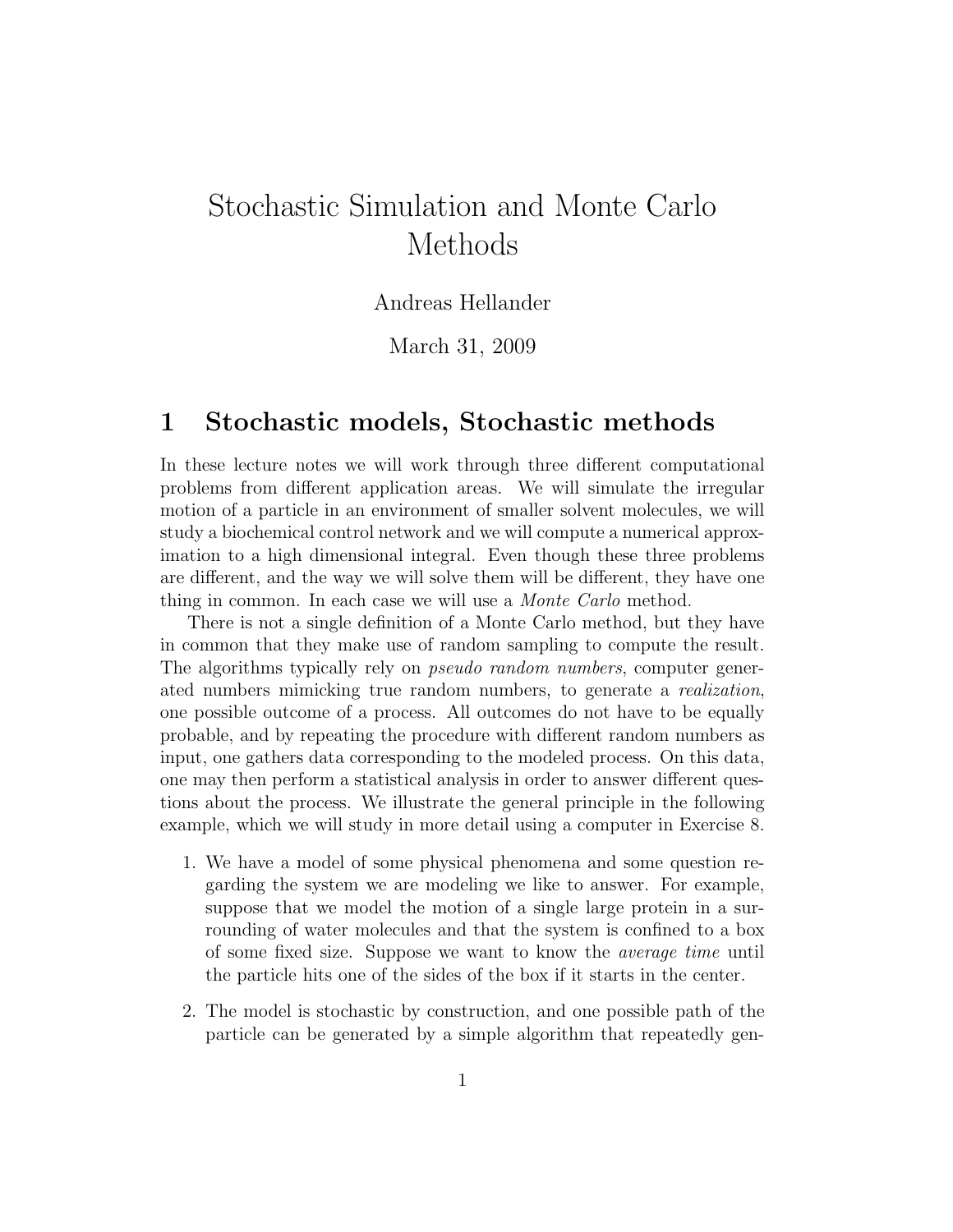# Stochastic Simulation and Monte Carlo Methods

Andreas Hellander

March 31, 2009

## 1 Stochastic models, Stochastic methods

In these lecture notes we will work through three different computational problems from different application areas. We will simulate the irregular motion of a particle in an environment of smaller solvent molecules, we will study a biochemical control network and we will compute a numerical approximation to a high dimensional integral. Even though these three problems are different, and the way we will solve them will be different, they have one thing in common. In each case we will use a *Monte Carlo* method.

There is not a single definition of a Monte Carlo method, but they have in common that they make use of random sampling to compute the result. The algorithms typically rely on *pseudo random numbers*, computer generated numbers mimicking true random numbers, to generate a *realization*, one possible outcome of a process. All outcomes do not have to be equally probable, and by repeating the procedure with different random numbers as input, one gathers data corresponding to the modeled process. On this data, one may then perform a statistical analysis in order to answer different questions about the process. We illustrate the general principle in the following example, which we will study in more detail using a computer in Exercise 8.

1. We have a model of some physical phenomena and some question regarding the system we are modeling we like to answer. For example, suppose that we model the motion of a single large protein in a surrounding of water molecules and that the system is confined to a box of some fixed size. Suppose we want to know the *average time* until the particle hits one of the sides of the box if it starts in the center.

2. The model is stochastic by construction, and one possible path of the particle can be generated by a simple algorithm that repeatedly gen-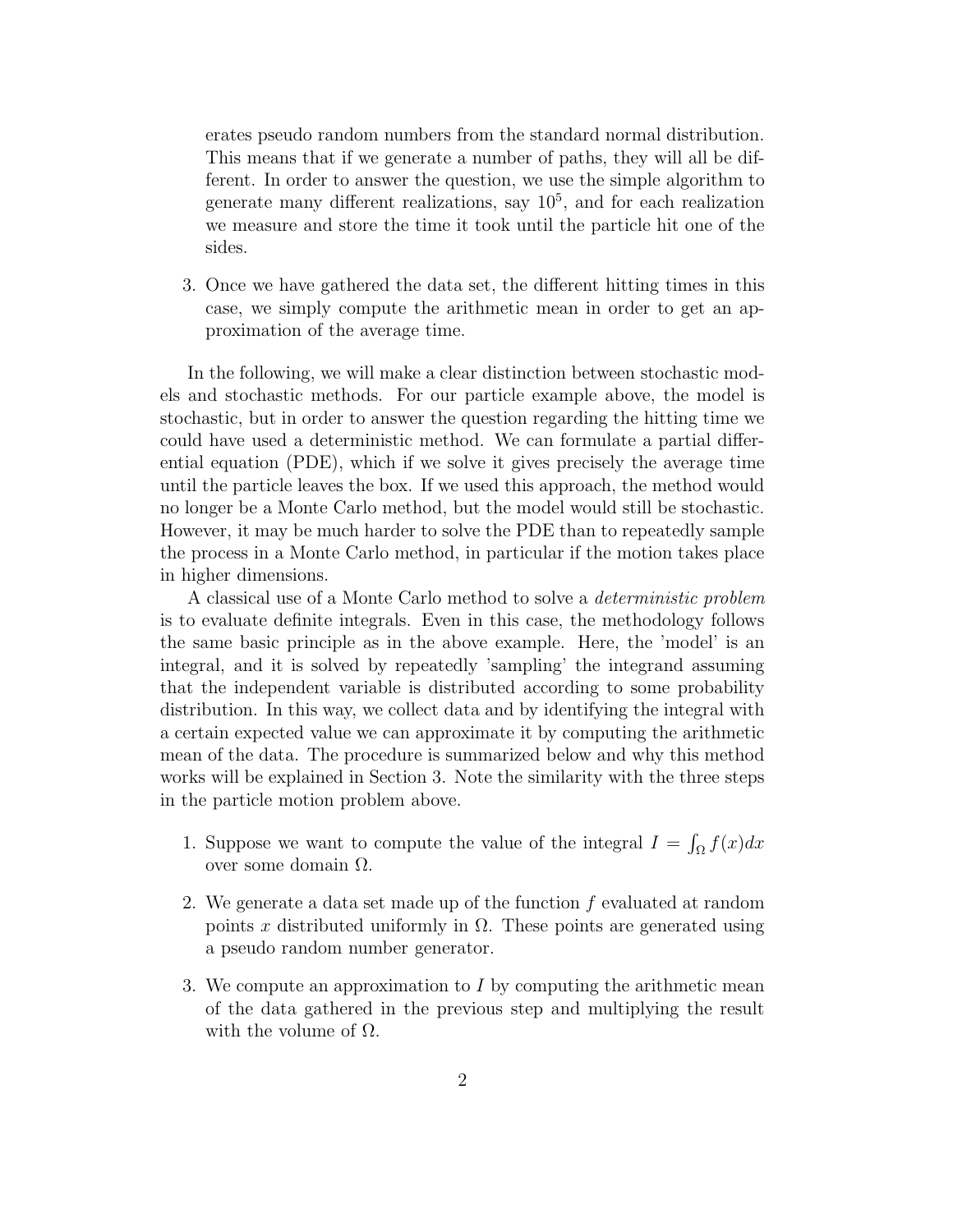erates pseudo random numbers from the standard normal distribution. This means that if we generate a number of paths, they will all be different. In order to answer the question, we use the simple algorithm to generate many different realizations, say $10^5$, and for each realization we measure and store the time it took until the particle hit one of the sides.

3. Once we have gathered the data set, the different hitting times in this case, we simply compute the arithmetic mean in order to get an approximation of the average time.

In the following, we will make a clear distinction between stochastic models and stochastic methods. For our particle example above, the model is stochastic, but in order to answer the question regarding the hitting time we could have used a deterministic method. We can formulate a partial differential equation (PDE), which if we solve it gives precisely the average time until the particle leaves the box. If we used this approach, the method would no longer be a Monte Carlo method, but the model would still be stochastic. However, it may be much harder to solve the PDE than to repeatedly sample the process in a Monte Carlo method, in particular if the motion takes place in higher dimensions.

A classical use of a Monte Carlo method to solve a *deterministic problem* is to evaluate definite integrals. Even in this case, the methodology follows the same basic principle as in the above example. Here, the 'model' is an integral, and it is solved by repeatedly 'sampling' the integrand assuming that the independent variable is distributed according to some probability distribution. In this way, we collect data and by identifying the integral with a certain expected value we can approximate it by computing the arithmetic mean of the data. The procedure is summarized below and why this method works will be explained in Section 3. Note the similarity with the three steps in the particle motion problem above.

1. Suppose we want to compute the value of the integral $I = \int_\Omega f(x)dx$ over some domain $\Omega$.

2. We generate a data set made up of the function $f$ evaluated at random points $x$ distributed uniformly in $\Omega$. These points are generated using a pseudo random number generator.

3. We compute an approximation to $I$ by computing the arithmetic mean of the data gathered in the previous step and multiplying the result with the volume of $\Omega$.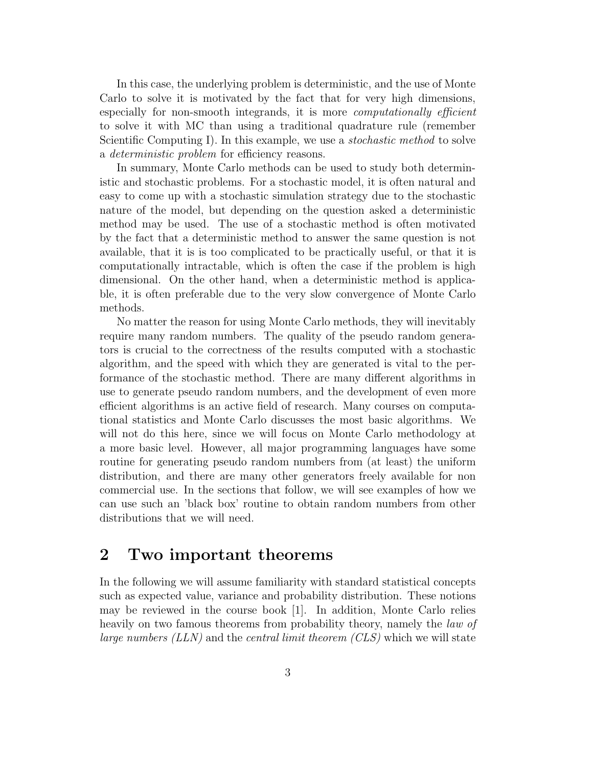In this case, the underlying problem is deterministic, and the use of Monte Carlo to solve it is motivated by the fact that for very high dimensions, especially for non-smooth integrands, it is more *computationally efficient* to solve it with MC than using a traditional quadrature rule (remember Scientific Computing I). In this example, we use a *stochastic method* to solve a *deterministic problem* for efficiency reasons.

In summary, Monte Carlo methods can be used to study both deterministic and stochastic problems. For a stochastic model, it is often natural and easy to come up with a stochastic simulation strategy due to the stochastic nature of the model, but depending on the question asked a deterministic method may be used. The use of a stochastic method is often motivated by the fact that a deterministic method to answer the same question is not available, that it is is too complicated to be practically useful, or that it is computationally intractable, which is often the case if the problem is high dimensional. On the other hand, when a deterministic method is applicable, it is often preferable due to the very slow convergence of Monte Carlo methods.

No matter the reason for using Monte Carlo methods, they will inevitably require many random numbers. The quality of the pseudo random generators is crucial to the correctness of the results computed with a stochastic algorithm, and the speed with which they are generated is vital to the performance of the stochastic method. There are many different algorithms in use to generate pseudo random numbers, and the development of even more efficient algorithms is an active field of research. Many courses on computational statistics and Monte Carlo discusses the most basic algorithms. We will not do this here, since we will focus on Monte Carlo methodology at a more basic level. However, all major programming languages have some routine for generating pseudo random numbers from (at least) the uniform distribution, and there are many other generators freely available for non commercial use. In the sections that follow, we will see examples of how we can use such an 'black box' routine to obtain random numbers from other distributions that we will need.

## 2 Two important theorems

In the following we will assume familiarity with standard statistical concepts such as expected value, variance and probability distribution. These notions may be reviewed in the course book [1]. In addition, Monte Carlo relies heavily on two famous theorems from probability theory, namely the *law of large numbers (LLN)* and the *central limit theorem (CLS)* which we will state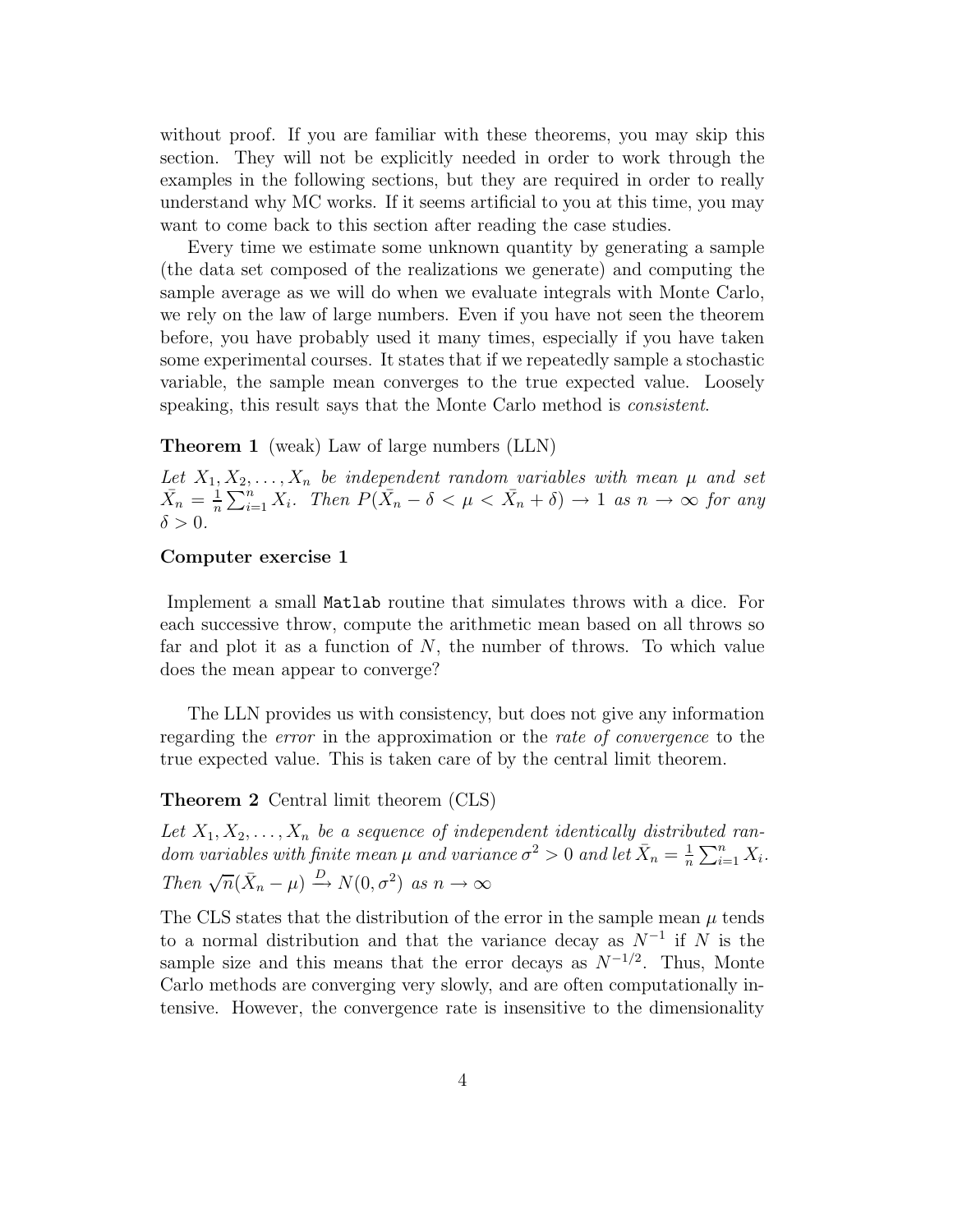without proof. If you are familiar with these theorems, you may skip this section. They will not be explicitly needed in order to work through the examples in the following sections, but they are required in order to really understand why MC works. If it seems artificial to you at this time, you may want to come back to this section after reading the case studies.

Every time we estimate some unknown quantity by generating a sample (the data set composed of the realizations we generate) and computing the sample average as we will do when we evaluate integrals with Monte Carlo, we rely on the law of large numbers. Even if you have not seen the theorem before, you have probably used it many times, especially if you have taken some experimental courses. It states that if we repeatedly sample a stochastic variable, the sample mean converges to the true expected value. Loosely speaking, this result says that the Monte Carlo method is *consistent*.

**Theorem 1** (weak) Law of large numbers (LLN)

*Let $X_1, X_2, \ldots, X_n$ be independent random variables with mean $\mu$ and set $\bar{X}_n = \frac{1}{n}\sum_{i=1}^{n} X_i$. Then $P(\bar{X}_n - \delta < \mu < \bar{X}_n + \delta) \to 1$ as $n \to \infty$ for any $\delta > 0$.*

**Computer exercise 1**

Implement a small `Matlab` routine that simulates throws with a dice. For each successive throw, compute the arithmetic mean based on all throws so far and plot it as a function of $N$, the number of throws. To which value does the mean appear to converge?

The LLN provides us with consistency, but does not give any information regarding the *error* in the approximation or the *rate of convergence* to the true expected value. This is taken care of by the central limit theorem.

**Theorem 2** Central limit theorem (CLS)

*Let $X_1, X_2, \ldots, X_n$ be a sequence of independent identically distributed random variables with finite mean $\mu$ and variance $\sigma^2 > 0$ and let $\bar{X}_n = \frac{1}{n}\sum_{i=1}^{n} X_i$. Then $\sqrt{n}(\bar{X}_n - \mu) \xrightarrow{D} N(0, \sigma^2)$ as $n \to \infty$*

The CLS states that the distribution of the error in the sample mean $\mu$ tends to a normal distribution and that the variance decay as $N^{-1}$ if $N$ is the sample size and this means that the error decays as $N^{-1/2}$. Thus, Monte Carlo methods are converging very slowly, and are often computationally intensive. However, the convergence rate is insensitive to the dimensionality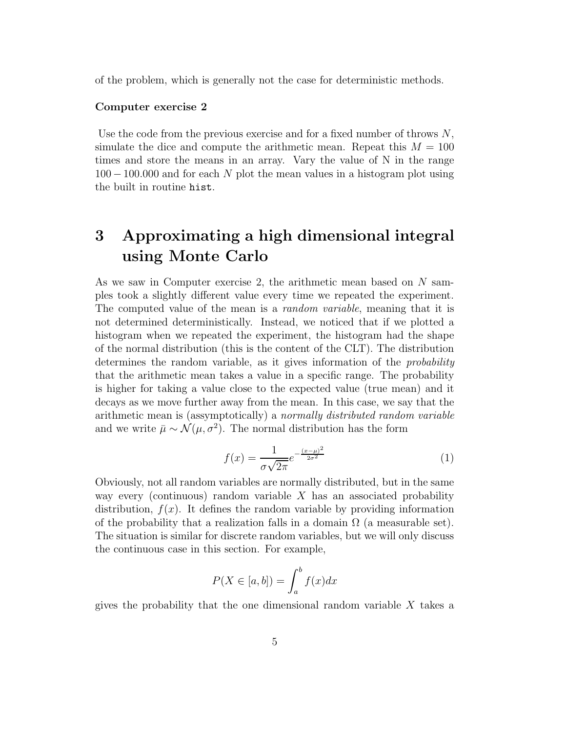of the problem, which is generally not the case for deterministic methods.

**Computer exercise 2**

Use the code from the previous exercise and for a fixed number of throws $N$, simulate the dice and compute the arithmetic mean. Repeat this $M = 100$ times and store the means in an array. Vary the value of N in the range $100 - 100.000$ and for each $N$ plot the mean values in a histogram plot using the built in routine `hist`.

# 3 Approximating a high dimensional integral using Monte Carlo

As we saw in Computer exercise 2, the arithmetic mean based on $N$ samples took a slightly different value every time we repeated the experiment. The computed value of the mean is a *random variable*, meaning that it is not determined deterministically. Instead, we noticed that if we plotted a histogram when we repeated the experiment, the histogram had the shape of the normal distribution (this is the content of the CLT). The distribution determines the random variable, as it gives information of the *probability* that the arithmetic mean takes a value in a specific range. The probability is higher for taking a value close to the expected value (true mean) and it decays as we move further away from the mean. In this case, we say that the arithmetic mean is (assymptotically) a *normally distributed random variable* and we write $\bar{\mu} \sim \mathcal{N}(\mu, \sigma^2)$. The normal distribution has the form

$$f(x) = \frac{1}{\sigma\sqrt{2\pi}} e^{-\frac{(x-\mu)^2}{2\sigma^2}} \tag{1}$$

Obviously, not all random variables are normally distributed, but in the same way every (continuous) random variable $X$ has an associated probability distribution, $f(x)$. It defines the random variable by providing information of the probability that a realization falls in a domain $\Omega$ (a measurable set). The situation is similar for discrete random variables, but we will only discuss the continuous case in this section. For example,

$$P(X \in [a, b]) = \int_a^b f(x)dx$$

gives the probability that the one dimensional random variable $X$ takes a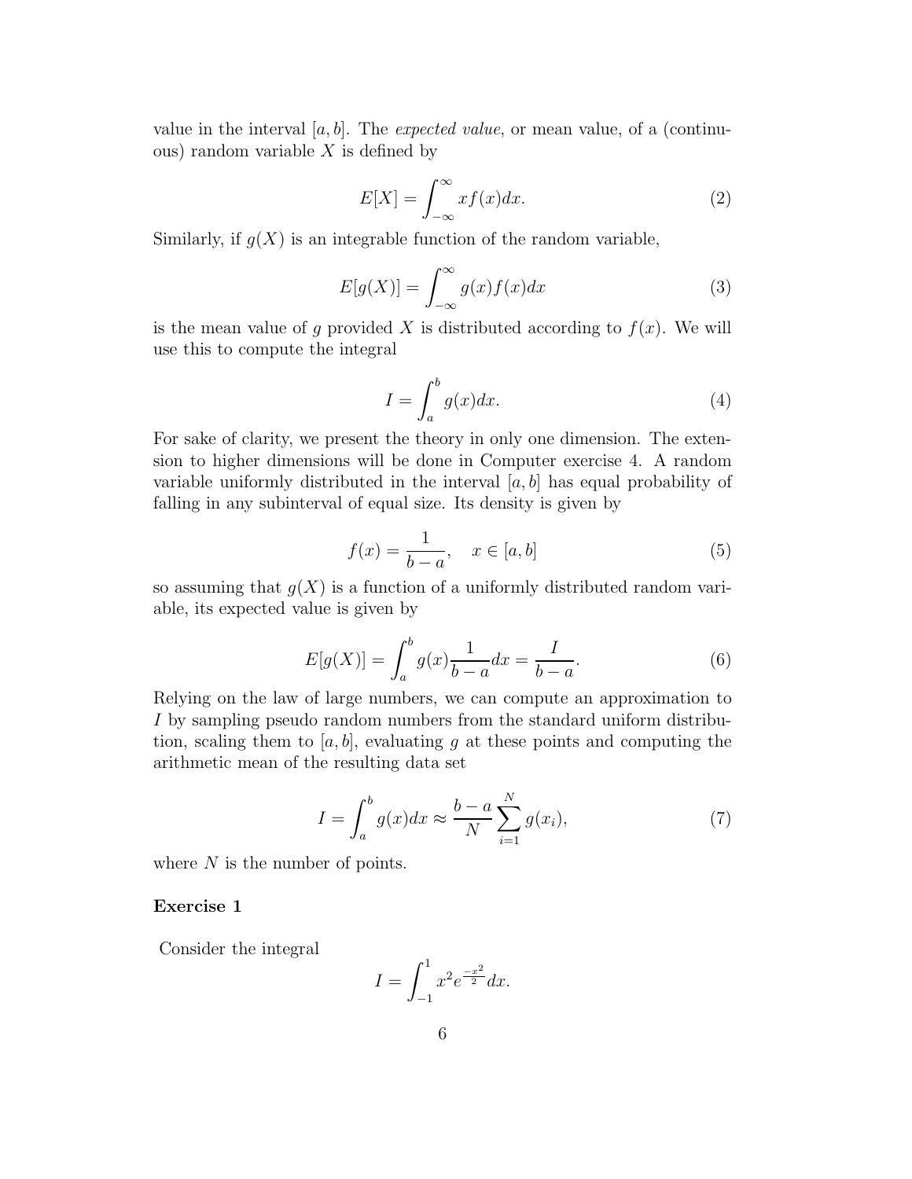value in the interval $[a, b]$. The *expected value*, or mean value, of a (continuous) random variable $X$ is defined by

$$E[X] = \int_{-\infty}^{\infty} x f(x) dx. \tag{2}$$

Similarly, if $g(X)$ is an integrable function of the random variable,

$$E[g(X)] = \int_{-\infty}^{\infty} g(x) f(x) dx \tag{3}$$

is the mean value of $g$ provided $X$ is distributed according to $f(x)$. We will use this to compute the integral

$$I = \int_{a}^{b} g(x) dx. \tag{4}$$

For sake of clarity, we present the theory in only one dimension. The extension to higher dimensions will be done in Computer exercise 4. A random variable uniformly distributed in the interval $[a, b]$ has equal probability of falling in any subinterval of equal size. Its density is given by

$$f(x) = \frac{1}{b-a}, \quad x \in [a, b] \tag{5}$$

so assuming that $g(X)$ is a function of a uniformly distributed random variable, its expected value is given by

$$E[g(X)] = \int_{a}^{b} g(x) \frac{1}{b-a} dx = \frac{I}{b-a}. \tag{6}$$

Relying on the law of large numbers, we can compute an approximation to $I$ by sampling pseudo random numbers from the standard uniform distribution, scaling them to $[a, b]$, evaluating $g$ at these points and computing the arithmetic mean of the resulting data set

$$I = \int_{a}^{b} g(x) dx \approx \frac{b-a}{N} \sum_{i=1}^{N} g(x_i), \tag{7}$$

where $N$ is the number of points.

**Exercise 1**

Consider the integral

$$I = \int_{-1}^{1} x^2 e^{\frac{-x^2}{2}} dx.$$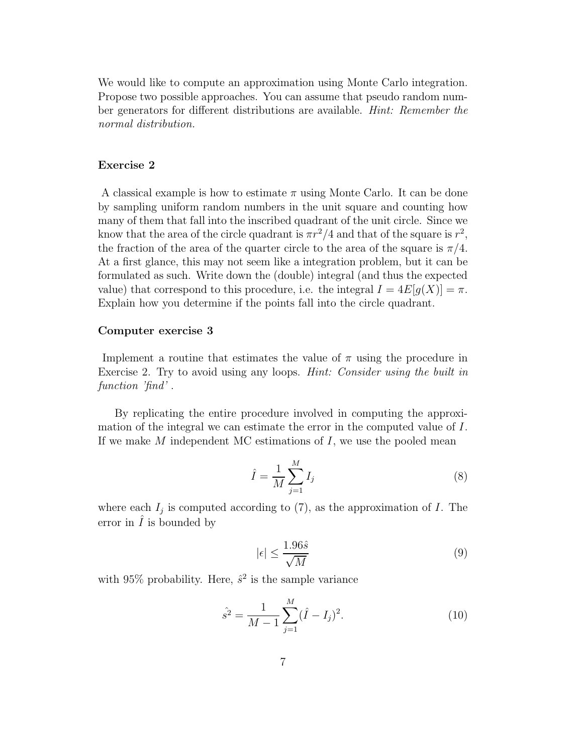We would like to compute an approximation using Monte Carlo integration. Propose two possible approaches. You can assume that pseudo random number generators for different distributions are available. *Hint: Remember the normal distribution.*

### Exercise 2

A classical example is how to estimate $\pi$ using Monte Carlo. It can be done by sampling uniform random numbers in the unit square and counting how many of them that fall into the inscribed quadrant of the unit circle. Since we know that the area of the circle quadrant is $\pi r^2/4$ and that of the square is $r^2$, the fraction of the area of the quarter circle to the area of the square is $\pi/4$. At a first glance, this may not seem like a integration problem, but it can be formulated as such. Write down the (double) integral (and thus the expected value) that correspond to this procedure, i.e. the integral $I = 4E[g(X)] = \pi$. Explain how you determine if the points fall into the circle quadrant.

### Computer exercise 3

Implement a routine that estimates the value of $\pi$ using the procedure in Exercise 2. Try to avoid using any loops. *Hint: Consider using the built in function 'find'* .

By replicating the entire procedure involved in computing the approximation of the integral we can estimate the error in the computed value of $I$. If we make $M$ independent MC estimations of $I$, we use the pooled mean

$$\hat{I} = \frac{1}{M}\sum_{j=1}^{M} I_j \tag{8}$$

where each $I_j$ is computed according to (7), as the approximation of $I$. The error in $\hat{I}$ is bounded by

$$|\epsilon| \leq \frac{1.96\hat{s}}{\sqrt{M}} \tag{9}$$

with 95% probability. Here, $\hat{s}^2$ is the sample variance

$$\hat{s^2} = \frac{1}{M-1}\sum_{j=1}^{M}(\hat{I} - I_j)^2. \tag{10}$$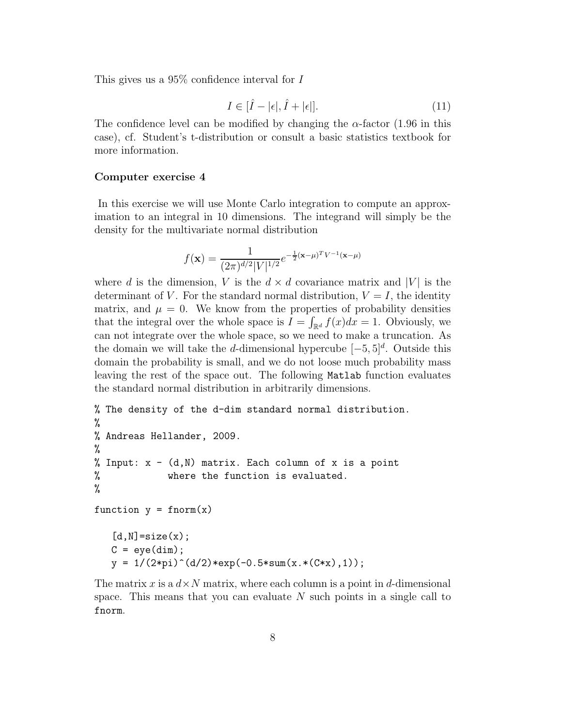This gives us a 95% confidence interval for $I$

$$I \in [\hat{I} - |\epsilon|, \hat{I} + |\epsilon|]. \tag{11}$$

The confidence level can be modified by changing the $\alpha$-factor (1.96 in this case), cf. Student's t-distribution or consult a basic statistics textbook for more information.

**Computer exercise 4**

In this exercise we will use Monte Carlo integration to compute an approximation to an integral in 10 dimensions. The integrand will simply be the density for the multivariate normal distribution

$$f(\mathbf{x}) = \frac{1}{(2\pi)^{d/2}|V|^{1/2}} e^{-\frac{1}{2}(\mathbf{x}-\mu)^T V^{-1}(\mathbf{x}-\mu)}$$

where $d$ is the dimension, $V$ is the $d \times d$ covariance matrix and $|V|$ is the determinant of $V$. For the standard normal distribution, $V = I$, the identity matrix, and $\mu = 0$. We know from the properties of probability densities that the integral over the whole space is $I = \int_{\mathbb{R}^d} f(x)dx = 1$. Obviously, we can not integrate over the whole space, so we need to make a truncation. As the domain we will take the $d$-dimensional hypercube $[-5, 5]^d$. Outside this domain the probability is small, and we do not loose much probability mass leaving the rest of the space out. The following Matlab function evaluates the standard normal distribution in arbitrarily dimensions.

```
% The density of the d-dim standard normal distribution.
%
% Andreas Hellander, 2009.
%
% Input: x - (d,N) matrix. Each column of x is a point
%            where the function is evaluated.
%

function y = fnorm(x)

   [d,N]=size(x);
   C = eye(dim);
   y = 1/(2*pi)^(d/2)*exp(-0.5*sum(x.*(C*x),1));
```

The matrix $x$ is a $d \times N$ matrix, where each column is a point in $d$-dimensional space. This means that you can evaluate $N$ such points in a single call to fnorm.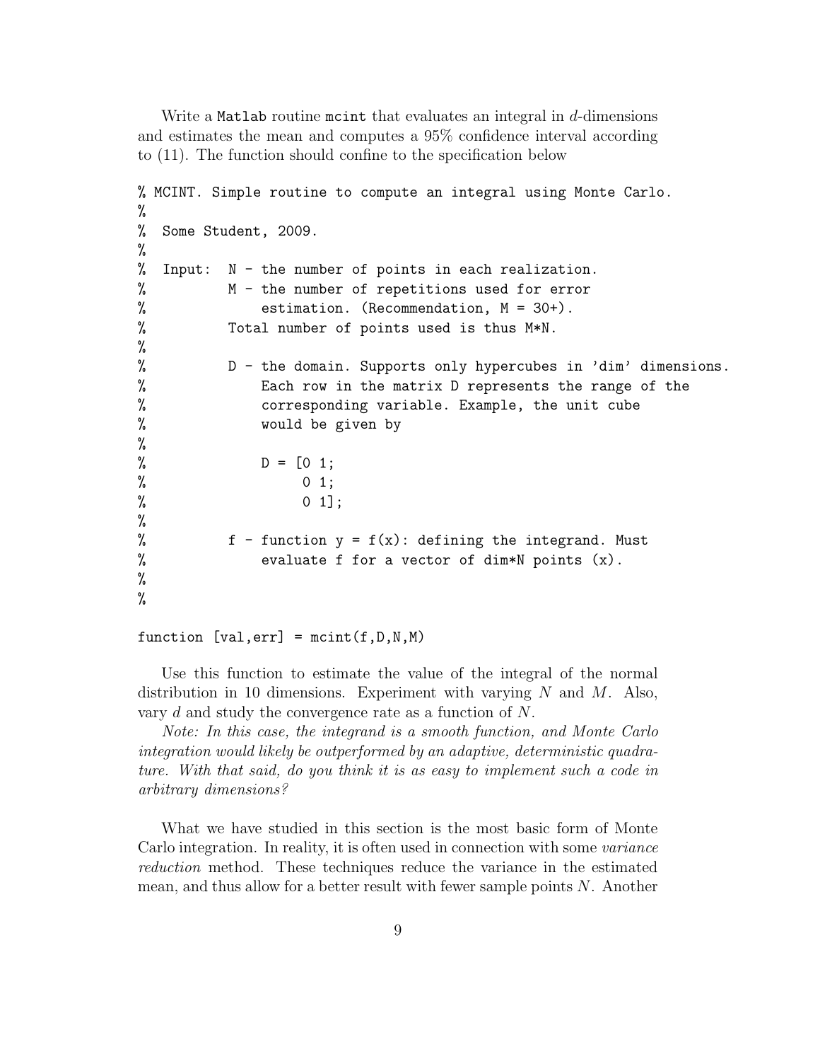Write a Matlab routine mcint that evaluates an integral in $d$-dimensions and estimates the mean and computes a 95% confidence interval according to (11). The function should confine to the specification below

```
% MCINT. Simple routine to compute an integral using Monte Carlo.
%
%  Some Student, 2009.
%
%  Input:  N - the number of points in each realization.
%          M - the number of repetitions used for error
%              estimation. (Recommendation, M = 30+).
%          Total number of points used is thus M*N.
%
%          D - the domain. Supports only hypercubes in 'dim' dimensions.
%              Each row in the matrix D represents the range of the
%              corresponding variable. Example, the unit cube
%              would be given by
%
%              D = [0 1;
%                   0 1;
%                   0 1];
%
%          f - function y = f(x): defining the integrand. Must
%              evaluate f for a vector of dim*N points (x).
%
%

function [val,err] = mcint(f,D,N,M)
```

Use this function to estimate the value of the integral of the normal distribution in 10 dimensions. Experiment with varying $N$ and $M$. Also, vary $d$ and study the convergence rate as a function of $N$.

*Note: In this case, the integrand is a smooth function, and Monte Carlo integration would likely be outperformed by an adaptive, deterministic quadrature. With that said, do you think it is as easy to implement such a code in arbitrary dimensions?*

What we have studied in this section is the most basic form of Monte Carlo integration. In reality, it is often used in connection with some *variance reduction* method. These techniques reduce the variance in the estimated mean, and thus allow for a better result with fewer sample points $N$. Another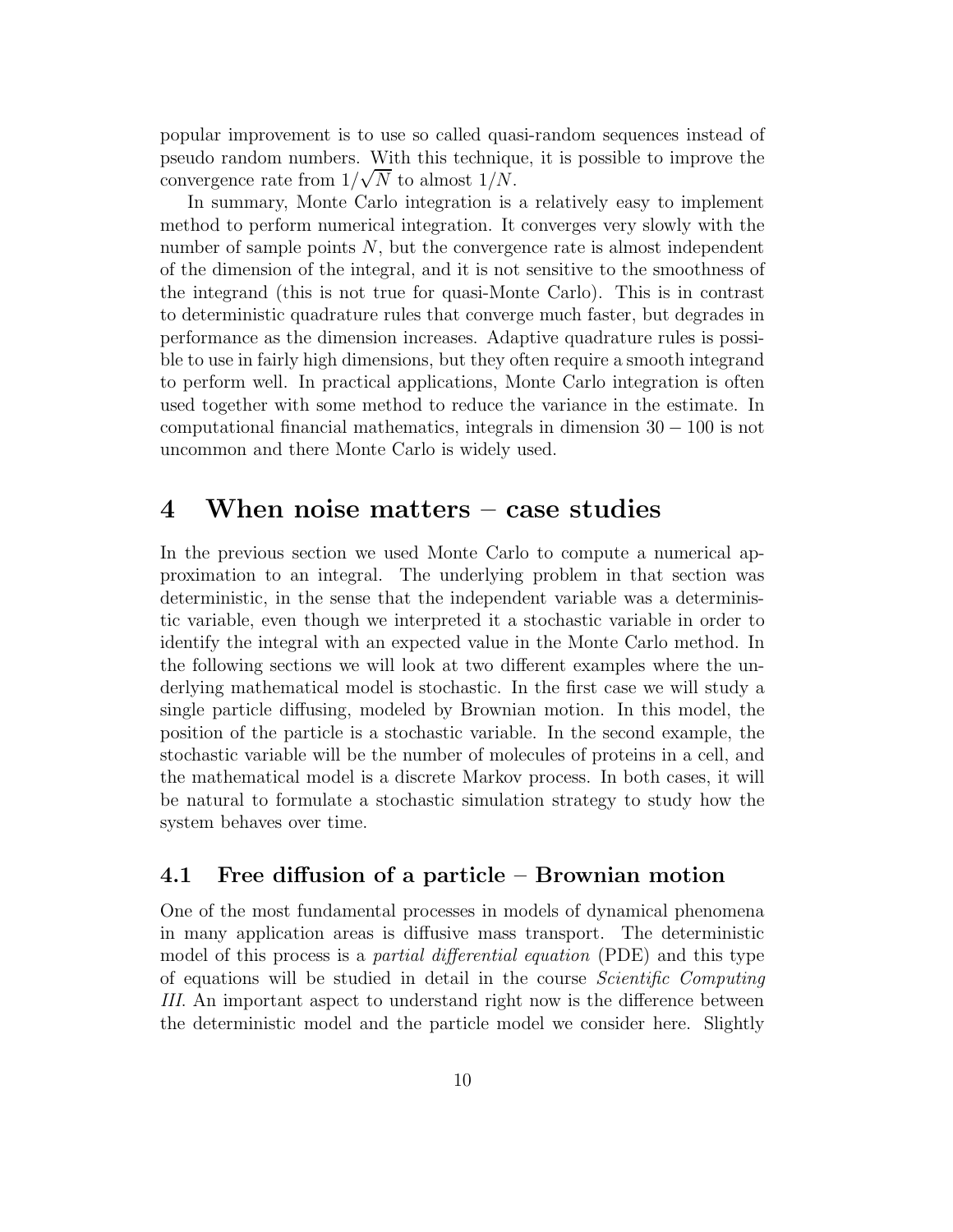popular improvement is to use so called quasi-random sequences instead of pseudo random numbers. With this technique, it is possible to improve the convergence rate from $1/\sqrt{N}$ to almost $1/N$.

In summary, Monte Carlo integration is a relatively easy to implement method to perform numerical integration. It converges very slowly with the number of sample points $N$, but the convergence rate is almost independent of the dimension of the integral, and it is not sensitive to the smoothness of the integrand (this is not true for quasi-Monte Carlo). This is in contrast to deterministic quadrature rules that converge much faster, but degrades in performance as the dimension increases. Adaptive quadrature rules is possible to use in fairly high dimensions, but they often require a smooth integrand to perform well. In practical applications, Monte Carlo integration is often used together with some method to reduce the variance in the estimate. In computational financial mathematics, integrals in dimension $30 - 100$ is not uncommon and there Monte Carlo is widely used.

# 4 When noise matters – case studies

In the previous section we used Monte Carlo to compute a numerical approximation to an integral. The underlying problem in that section was deterministic, in the sense that the independent variable was a deterministic variable, even though we interpreted it a stochastic variable in order to identify the integral with an expected value in the Monte Carlo method. In the following sections we will look at two different examples where the underlying mathematical model is stochastic. In the first case we will study a single particle diffusing, modeled by Brownian motion. In this model, the position of the particle is a stochastic variable. In the second example, the stochastic variable will be the number of molecules of proteins in a cell, and the mathematical model is a discrete Markov process. In both cases, it will be natural to formulate a stochastic simulation strategy to study how the system behaves over time.

## 4.1 Free diffusion of a particle – Brownian motion

One of the most fundamental processes in models of dynamical phenomena in many application areas is diffusive mass transport. The deterministic model of this process is a *partial differential equation* (PDE) and this type of equations will be studied in detail in the course *Scientific Computing III*. An important aspect to understand right now is the difference between the deterministic model and the particle model we consider here. Slightly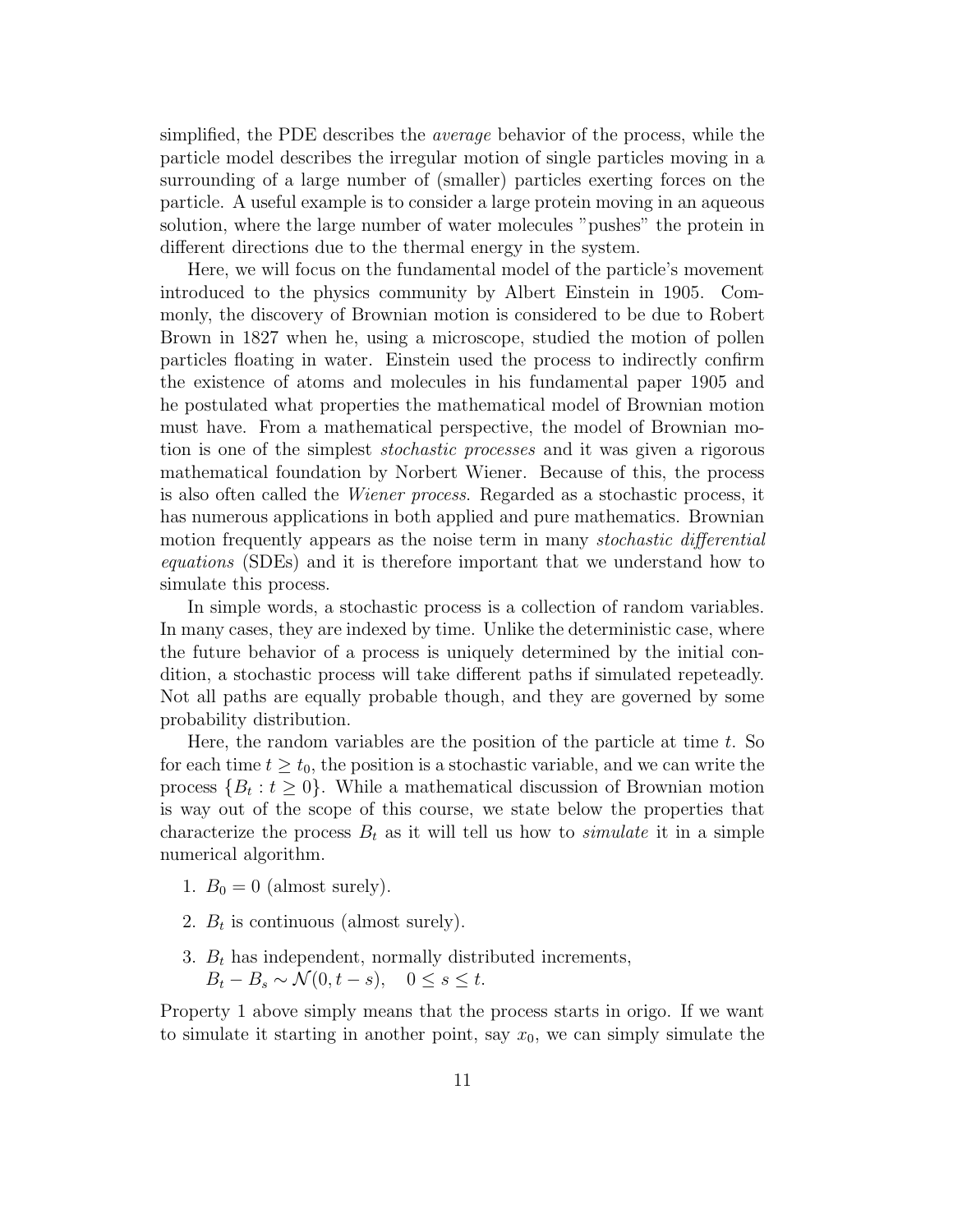simplified, the PDE describes the *average* behavior of the process, while the particle model describes the irregular motion of single particles moving in a surrounding of a large number of (smaller) particles exerting forces on the particle. A useful example is to consider a large protein moving in an aqueous solution, where the large number of water molecules "pushes" the protein in different directions due to the thermal energy in the system.

Here, we will focus on the fundamental model of the particle's movement introduced to the physics community by Albert Einstein in 1905. Commonly, the discovery of Brownian motion is considered to be due to Robert Brown in 1827 when he, using a microscope, studied the motion of pollen particles floating in water. Einstein used the process to indirectly confirm the existence of atoms and molecules in his fundamental paper 1905 and he postulated what properties the mathematical model of Brownian motion must have. From a mathematical perspective, the model of Brownian motion is one of the simplest *stochastic processes* and it was given a rigorous mathematical foundation by Norbert Wiener. Because of this, the process is also often called the *Wiener process*. Regarded as a stochastic process, it has numerous applications in both applied and pure mathematics. Brownian motion frequently appears as the noise term in many *stochastic differential equations* (SDEs) and it is therefore important that we understand how to simulate this process.

In simple words, a stochastic process is a collection of random variables. In many cases, they are indexed by time. Unlike the deterministic case, where the future behavior of a process is uniquely determined by the initial condition, a stochastic process will take different paths if simulated repeteadly. Not all paths are equally probable though, and they are governed by some probability distribution.

Here, the random variables are the position of the particle at time $t$. So for each time $t \geq t_0$, the position is a stochastic variable, and we can write the process $\{B_t : t \geq 0\}$. While a mathematical discussion of Brownian motion is way out of the scope of this course, we state below the properties that characterize the process $B_t$ as it will tell us how to *simulate* it in a simple numerical algorithm.

1. $B_0 = 0$ (almost surely).
2. $B_t$ is continuous (almost surely).
3. $B_t$ has independent, normally distributed increments,
   $B_t - B_s \sim \mathcal{N}(0, t-s), \quad 0 \leq s \leq t.$

Property 1 above simply means that the process starts in origo. If we want to simulate it starting in another point, say $x_0$, we can simply simulate the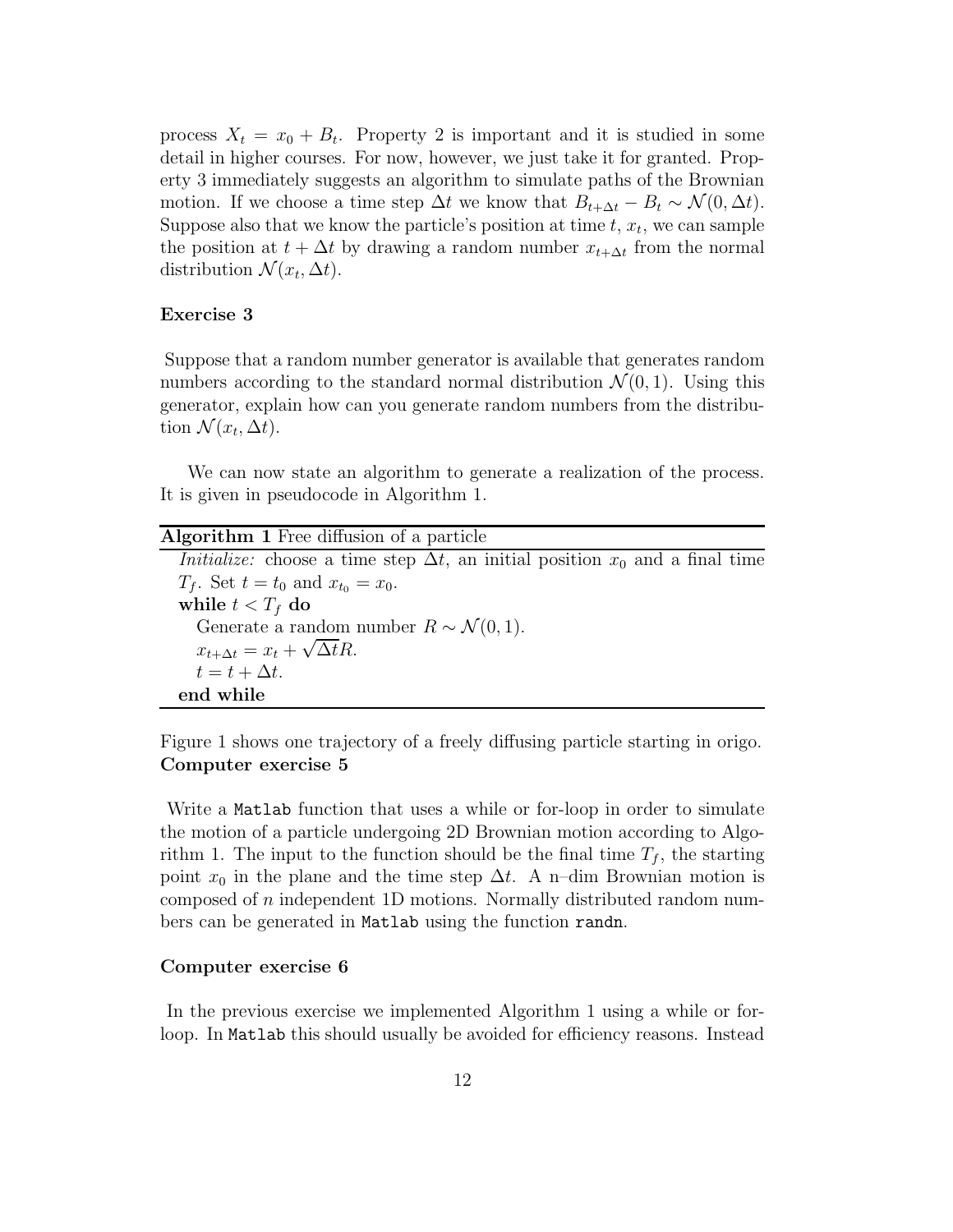process $X_t = x_0 + B_t$. Property 2 is important and it is studied in some detail in higher courses. For now, however, we just take it for granted. Property 3 immediately suggests an algorithm to simulate paths of the Brownian motion. If we choose a time step $\Delta t$ we know that $B_{t+\Delta t} - B_t \sim \mathcal{N}(0, \Delta t)$. Suppose also that we know the particle's position at time $t$, $x_t$, we can sample the position at $t + \Delta t$ by drawing a random number $x_{t+\Delta t}$ from the normal distribution $\mathcal{N}(x_t, \Delta t)$.

**Exercise 3**

Suppose that a random number generator is available that generates random numbers according to the standard normal distribution $\mathcal{N}(0, 1)$. Using this generator, explain how can you generate random numbers from the distribution $\mathcal{N}(x_t, \Delta t)$.

We can now state an algorithm to generate a realization of the process. It is given in pseudocode in Algorithm 1.

**Algorithm 1** Free diffusion of a particle

*Initialize:* choose a time step $\Delta t$, an initial position $x_0$ and a final time $T_f$. Set $t = t_0$ and $x_{t_0} = x_0$.
**while** $t < T_f$ **do**
  Generate a random number $R \sim \mathcal{N}(0, 1)$.
  $x_{t+\Delta t} = x_t + \sqrt{\Delta t} R$.
  $t = t + \Delta t$.
**end while**

Figure 1 shows one trajectory of a freely diffusing particle starting in origo.

**Computer exercise 5**

Write a `Matlab` function that uses a while or for-loop in order to simulate the motion of a particle undergoing 2D Brownian motion according to Algorithm 1. The input to the function should be the final time $T_f$, the starting point $x_0$ in the plane and the time step $\Delta t$. A n–dim Brownian motion is composed of $n$ independent 1D motions. Normally distributed random numbers can be generated in `Matlab` using the function `randn`.

**Computer exercise 6**

In the previous exercise we implemented Algorithm 1 using a while or for-loop. In `Matlab` this should usually be avoided for efficiency reasons. Instead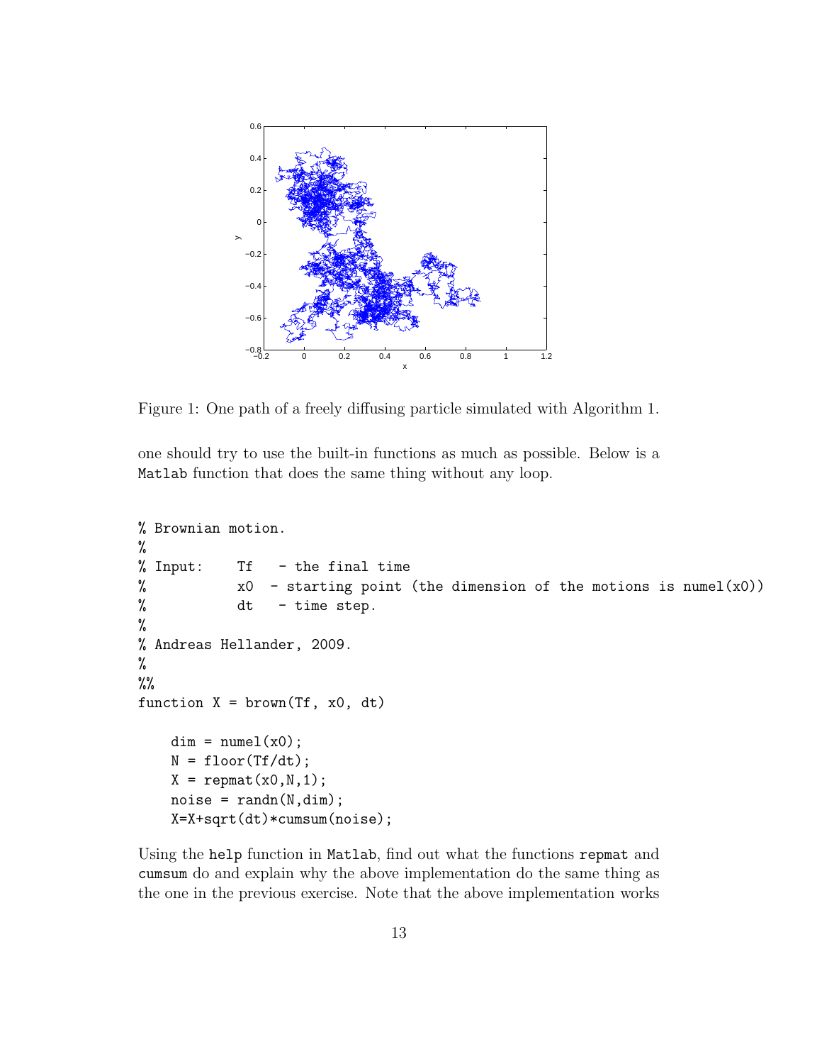Figure 1: One path of a freely diffusing particle simulated with Algorithm 1.

one should try to use the built-in functions as much as possible. Below is a Matlab function that does the same thing without any loop.

```
% Brownian motion.
%
% Input:    Tf   - the final time
%           x0  - starting point (the dimension of the motions is numel(x0))
%           dt   - time step.
%
% Andreas Hellander, 2009.
%
%%
function X = brown(Tf, x0, dt)

    dim = numel(x0);
    N = floor(Tf/dt);
    X = repmat(x0,N,1);
    noise = randn(N,dim);
    X=X+sqrt(dt)*cumsum(noise);
```

Using the `help` function in `Matlab`, find out what the functions `repmat` and `cumsum` do and explain why the above implementation do the same thing as the one in the previous exercise. Note that the above implementation works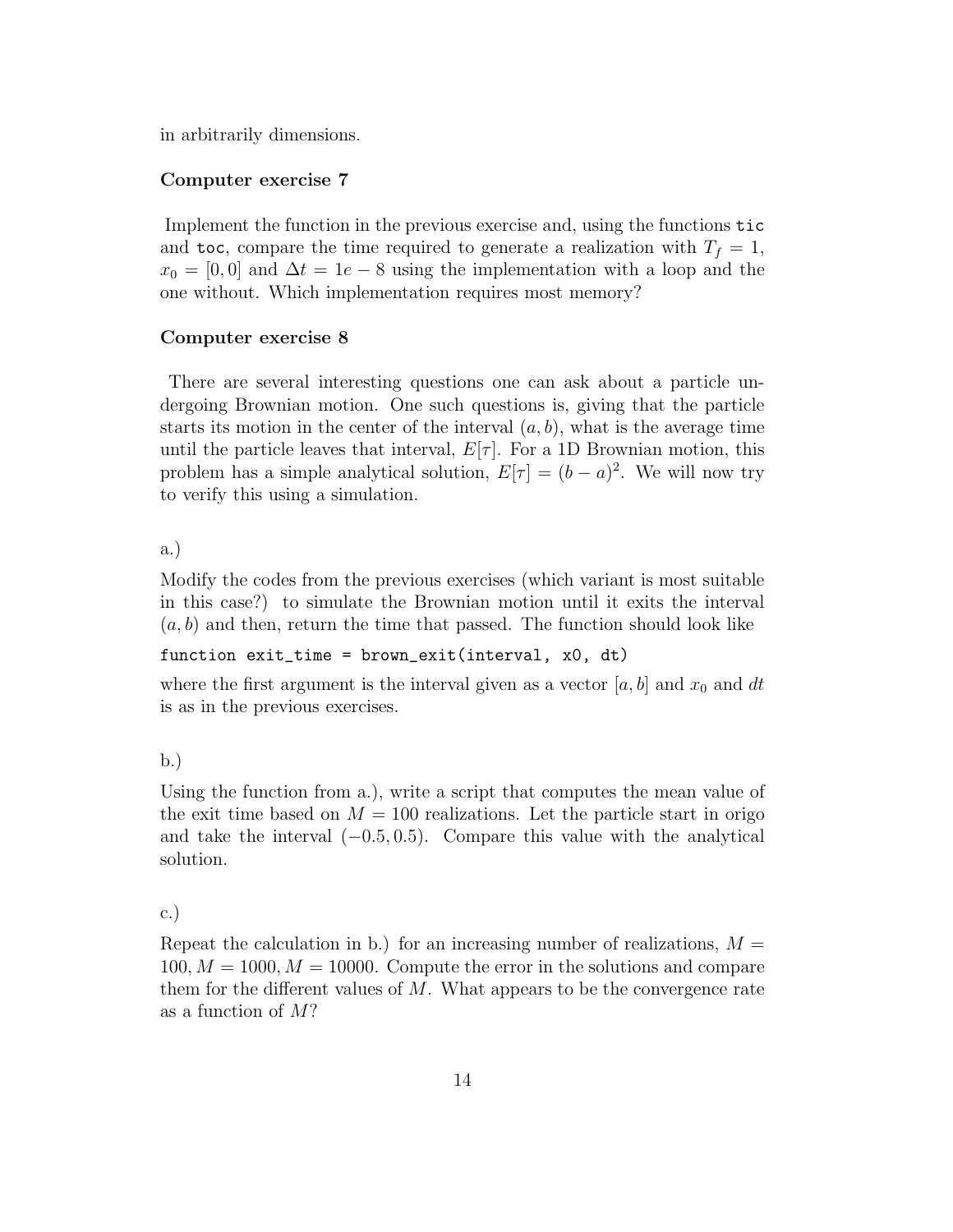in arbitrarily dimensions.

### Computer exercise 7

Implement the function in the previous exercise and, using the functions `tic` and `toc`, compare the time required to generate a realization with $T_f = 1$, $x_0 = [0, 0]$ and $\Delta t = 1e-8$ using the implementation with a loop and the one without. Which implementation requires most memory?

### Computer exercise 8

There are several interesting questions one can ask about a particle undergoing Brownian motion. One such questions is, giving that the particle starts its motion in the center of the interval $(a, b)$, what is the average time until the particle leaves that interval, $E[\tau]$. For a 1D Brownian motion, this problem has a simple analytical solution, $E[\tau] = (b-a)^2$. We will now try to verify this using a simulation.

a.)

Modify the codes from the previous exercises (which variant is most suitable in this case?) to simulate the Brownian motion until it exits the interval $(a, b)$ and then, return the time that passed. The function should look like

```
function exit_time = brown_exit(interval, x0, dt)
```

where the first argument is the interval given as a vector $[a, b]$ and $x_0$ and $dt$ is as in the previous exercises.

b.)

Using the function from a.), write a script that computes the mean value of the exit time based on $M = 100$ realizations. Let the particle start in origo and take the interval $(-0.5, 0.5)$. Compare this value with the analytical solution.

c.)

Repeat the calculation in b.) for an increasing number of realizations, $M = 100, M = 1000, M = 10000$. Compute the error in the solutions and compare them for the different values of $M$. What appears to be the convergence rate as a function of $M$?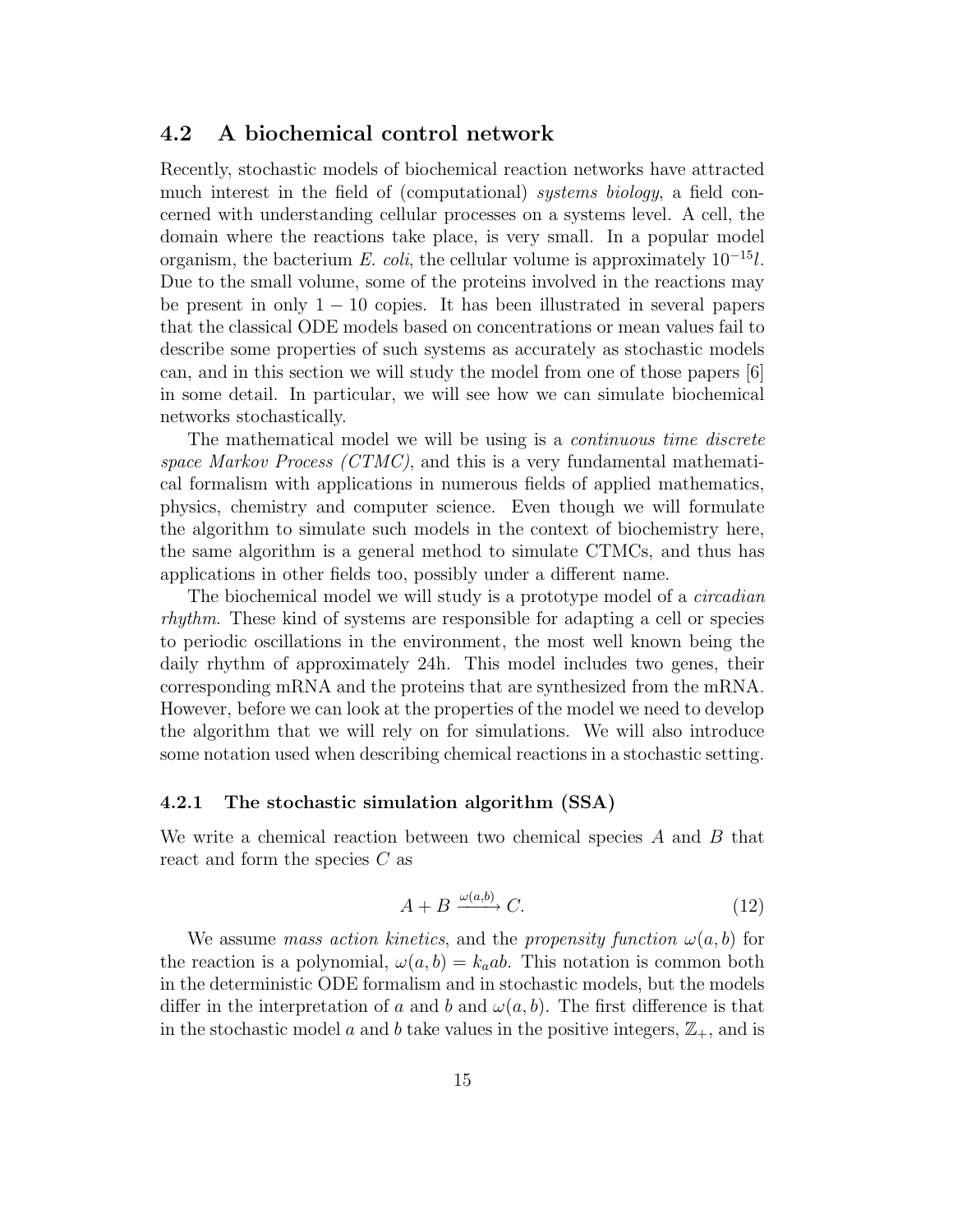## 4.2 A biochemical control network

Recently, stochastic models of biochemical reaction networks have attracted much interest in the field of (computational) *systems biology*, a field concerned with understanding cellular processes on a systems level. A cell, the domain where the reactions take place, is very small. In a popular model organism, the bacterium *E. coli*, the cellular volume is approximately $10^{-15}l$. Due to the small volume, some of the proteins involved in the reactions may be present in only $1-10$ copies. It has been illustrated in several papers that the classical ODE models based on concentrations or mean values fail to describe some properties of such systems as accurately as stochastic models can, and in this section we will study the model from one of those papers [6] in some detail. In particular, we will see how we can simulate biochemical networks stochastically.

The mathematical model we will be using is a *continuous time discrete space Markov Process (CTMC)*, and this is a very fundamental mathematical formalism with applications in numerous fields of applied mathematics, physics, chemistry and computer science. Even though we will formulate the algorithm to simulate such models in the context of biochemistry here, the same algorithm is a general method to simulate CTMCs, and thus has applications in other fields too, possibly under a different name.

The biochemical model we will study is a prototype model of a *circadian rhythm*. These kind of systems are responsible for adapting a cell or species to periodic oscillations in the environment, the most well known being the daily rhythm of approximately 24h. This model includes two genes, their corresponding mRNA and the proteins that are synthesized from the mRNA. However, before we can look at the properties of the model we need to develop the algorithm that we will rely on for simulations. We will also introduce some notation used when describing chemical reactions in a stochastic setting.

### 4.2.1 The stochastic simulation algorithm (SSA)

We write a chemical reaction between two chemical species $A$ and $B$ that react and form the species $C$ as

$$A + B \xrightarrow{\omega(a,b)} C. \tag{12}$$

We assume *mass action kinetics*, and the *propensity function* $\omega(a,b)$ for the reaction is a polynomial, $\omega(a,b) = k_a ab$. This notation is common both in the deterministic ODE formalism and in stochastic models, but the models differ in the interpretation of $a$ and $b$ and $\omega(a,b)$. The first difference is that in the stochastic model $a$ and $b$ take values in the positive integers, $\mathbb{Z}_+$, and is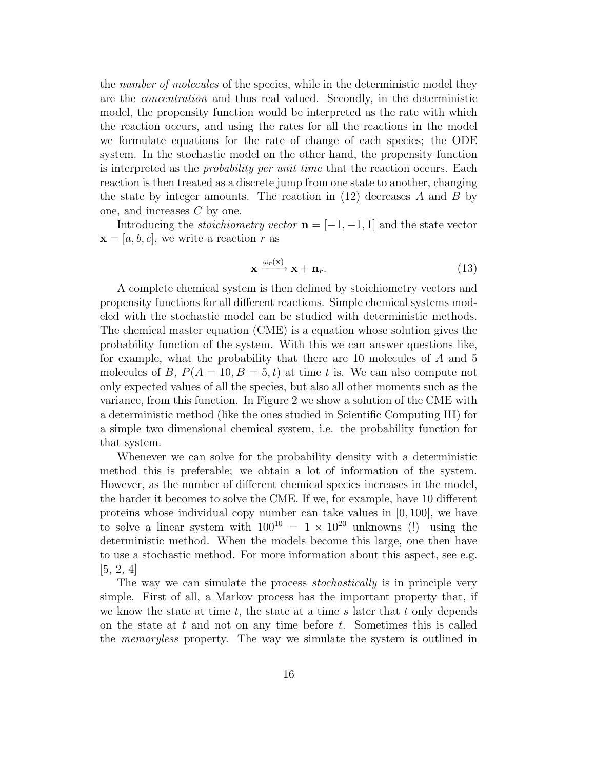the *number of molecules* of the species, while in the deterministic model they are the *concentration* and thus real valued. Secondly, in the deterministic model, the propensity function would be interpreted as the rate with which the reaction occurs, and using the rates for all the reactions in the model we formulate equations for the rate of change of each species; the ODE system. In the stochastic model on the other hand, the propensity function is interpreted as the *probability per unit time* that the reaction occurs. Each reaction is then treated as a discrete jump from one state to another, changing the state by integer amounts. The reaction in (12) decreases $A$ and $B$ by one, and increases $C$ by one.

Introducing the *stoichiometry vector* $\mathbf{n} = [-1, -1, 1]$ and the state vector $\mathbf{x} = [a, b, c]$, we write a reaction $r$ as

$$\mathbf{x} \xrightarrow{\omega_r(\mathbf{x})} \mathbf{x} + \mathbf{n}_r. \tag{13}$$

A complete chemical system is then defined by stoichiometry vectors and propensity functions for all different reactions. Simple chemical systems modeled with the stochastic model can be studied with deterministic methods. The chemical master equation (CME) is a equation whose solution gives the probability function of the system. With this we can answer questions like, for example, what the probability that there are 10 molecules of $A$ and 5 molecules of $B$, $P(A = 10, B = 5, t)$ at time $t$ is. We can also compute not only expected values of all the species, but also all other moments such as the variance, from this function. In Figure 2 we show a solution of the CME with a deterministic method (like the ones studied in Scientific Computing III) for a simple two dimensional chemical system, i.e. the probability function for that system.

Whenever we can solve for the probability density with a deterministic method this is preferable; we obtain a lot of information of the system. However, as the number of different chemical species increases in the model, the harder it becomes to solve the CME. If we, for example, have 10 different proteins whose individual copy number can take values in $[0, 100]$, we have to solve a linear system with $100^{10} = 1 \times 10^{20}$ unknowns (!) using the deterministic method. When the models become this large, one then have to use a stochastic method. For more information about this aspect, see e.g. [5, 2, 4]

The way we can simulate the process *stochastically* is in principle very simple. First of all, a Markov process has the important property that, if we know the state at time $t$, the state at a time $s$ later that $t$ only depends on the state at $t$ and not on any time before $t$. Sometimes this is called the *memoryless* property. The way we simulate the system is outlined in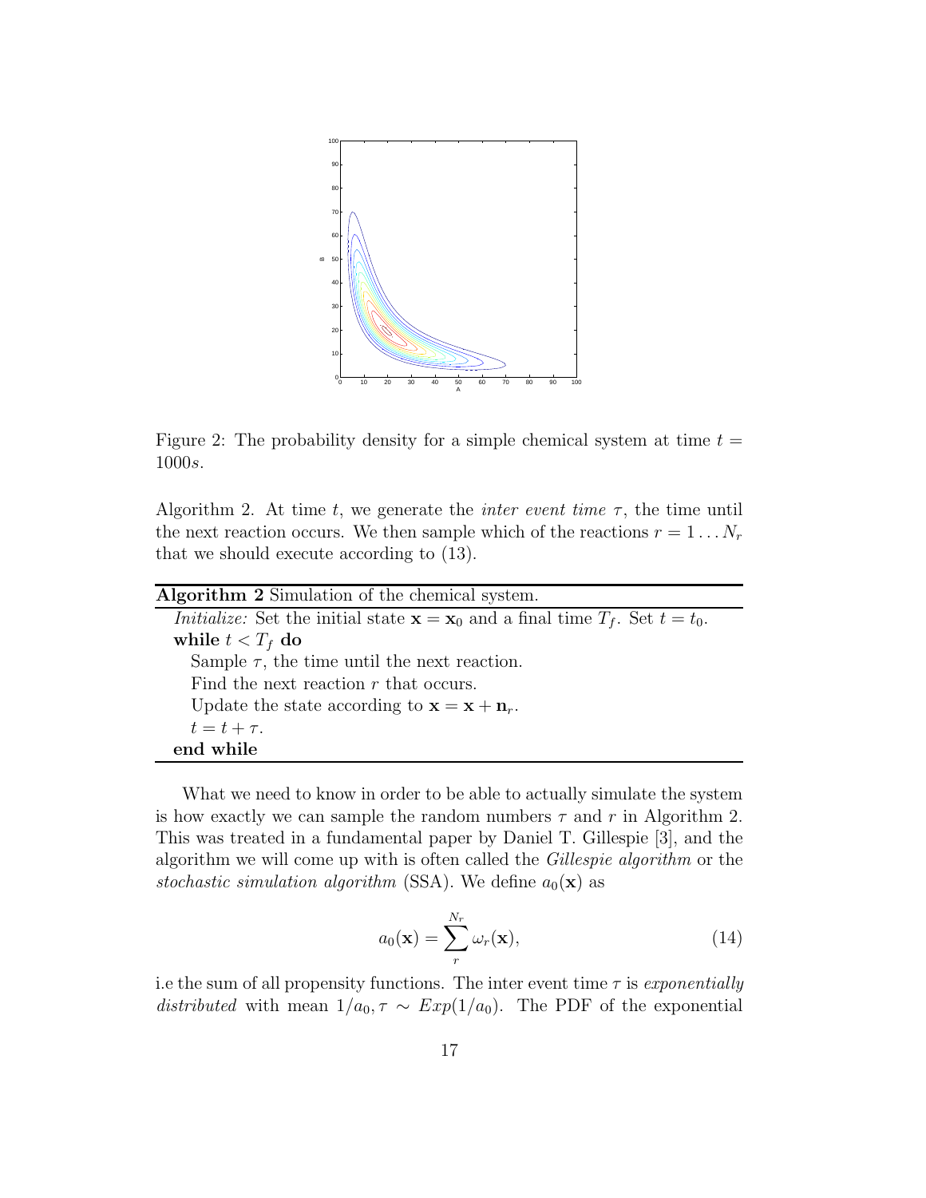Figure 2: The probability density for a simple chemical system at time $t = 1000s$.

Algorithm 2. At time $t$, we generate the *inter event time* $\tau$, the time until the next reaction occurs. We then sample which of the reactions $r = 1 \dots N_r$ that we should execute according to (13).

---

**Algorithm 2** Simulation of the chemical system.

---

*Initialize:* Set the initial state $\mathbf{x} = \mathbf{x}_0$ and a final time $T_f$. Set $t = t_0$.

**while** $t < T_f$ **do**

  Sample $\tau$, the time until the next reaction.

  Find the next reaction $r$ that occurs.

  Update the state according to $\mathbf{x} = \mathbf{x} + \mathbf{n}_r$.

  $t = t + \tau$.

**end while**

---

What we need to know in order to be able to actually simulate the system is how exactly we can sample the random numbers $\tau$ and $r$ in Algorithm 2. This was treated in a fundamental paper by Daniel T. Gillespie [3], and the algorithm we will come up with is often called the *Gillespie algorithm* or the *stochastic simulation algorithm* (SSA). We define $a_0(\mathbf{x})$ as

$$a_0(\mathbf{x}) = \sum_{r}^{N_r} \omega_r(\mathbf{x}), \tag{14}$$

i.e the sum of all propensity functions. The inter event time $\tau$ is *exponentially distributed* with mean $1/a_0, \tau \sim Exp(1/a_0)$. The PDF of the exponential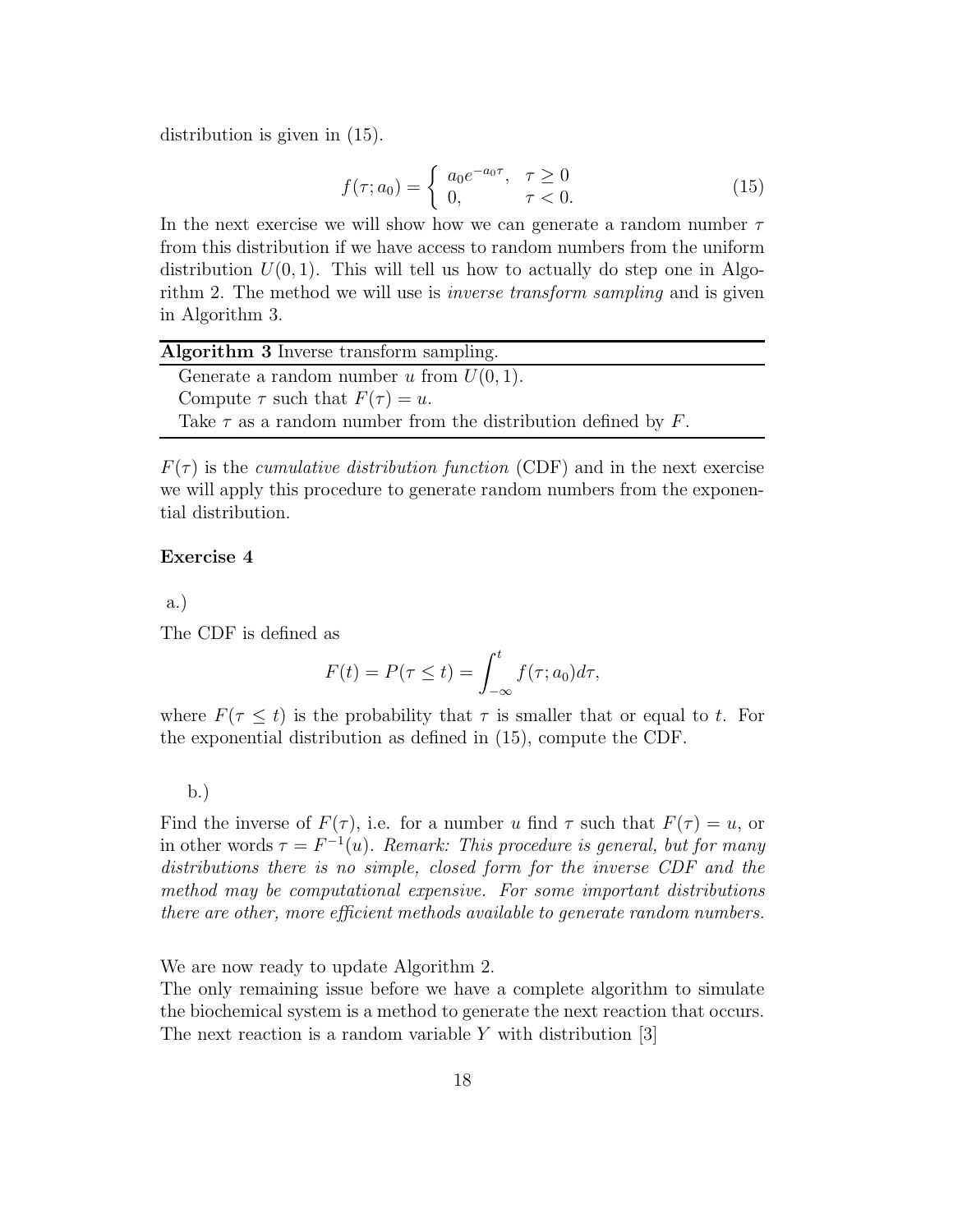distribution is given in (15).

$$f(\tau; a_0) = \begin{cases} a_0 e^{-a_0 \tau}, & \tau \geq 0 \\ 0, & \tau < 0. \end{cases} \tag{15}$$

In the next exercise we will show how we can generate a random number $\tau$ from this distribution if we have access to random numbers from the uniform distribution $U(0, 1)$. This will tell us how to actually do step one in Algorithm 2. The method we will use is *inverse transform sampling* and is given in Algorithm 3.

---

**Algorithm 3** Inverse transform sampling.

---

Generate a random number $u$ from $U(0, 1)$.
Compute $\tau$ such that $F(\tau) = u$.
Take $\tau$ as a random number from the distribution defined by $F$.

---

$F(\tau)$ is the *cumulative distribution function* (CDF) and in the next exercise we will apply this procedure to generate random numbers from the exponential distribution.

**Exercise 4**

a.)

The CDF is defined as

$$F(t) = P(\tau \leq t) = \int_{-\infty}^{t} f(\tau; a_0) d\tau,$$

where $F(\tau \leq t)$ is the probability that $\tau$ is smaller that or equal to $t$. For the exponential distribution as defined in (15), compute the CDF.

b.)

Find the inverse of $F(\tau)$, i.e. for a number $u$ find $\tau$ such that $F(\tau) = u$, or in other words $\tau = F^{-1}(u)$. *Remark: This procedure is general, but for many distributions there is no simple, closed form for the inverse CDF and the method may be computational expensive. For some important distributions there are other, more efficient methods available to generate random numbers.*

We are now ready to update Algorithm 2.
The only remaining issue before we have a complete algorithm to simulate the biochemical system is a method to generate the next reaction that occurs. The next reaction is a random variable $Y$ with distribution [3]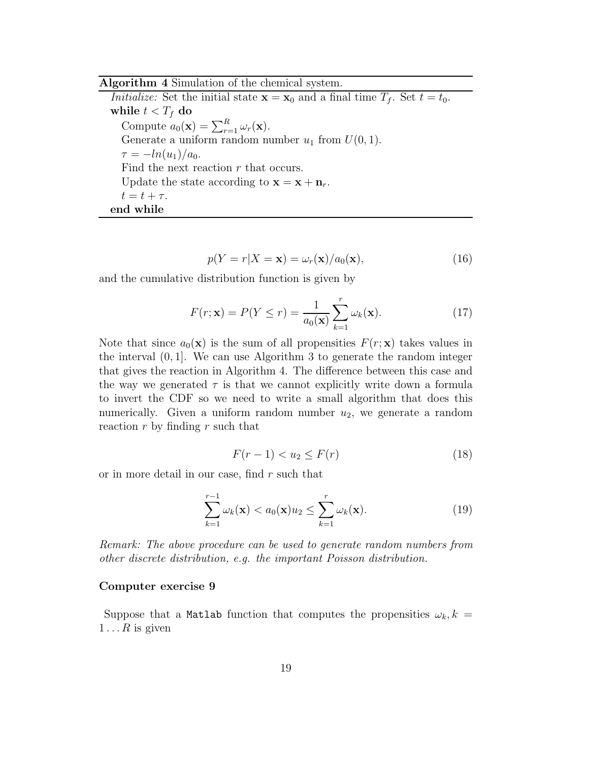**Algorithm 4** Simulation of the chemical system.

*Initialize:* Set the initial state $\mathbf{x} = \mathbf{x}_0$ and a final time $T_f$. Set $t = t_0$.
**while** $t < T_f$ **do**
  Compute $a_0(\mathbf{x}) = \sum_{r=1}^{R} \omega_r(\mathbf{x})$.
  Generate a uniform random number $u_1$ from $U(0, 1)$.
  $\tau = -ln(u_1)/a_0$.
  Find the next reaction $r$ that occurs.
  Update the state according to $\mathbf{x} = \mathbf{x} + \mathbf{n}_r$.
  $t = t + \tau$.
**end while**

$$p(Y = r|X = \mathbf{x}) = \omega_r(\mathbf{x})/a_0(\mathbf{x}), \tag{16}$$

and the cumulative distribution function is given by

$$F(r; \mathbf{x}) = P(Y \leq r) = \frac{1}{a_0(\mathbf{x})} \sum_{k=1}^{r} \omega_k(\mathbf{x}). \tag{17}$$

Note that since $a_0(\mathbf{x})$ is the sum of all propensities $F(r; \mathbf{x})$ takes values in the interval $(0, 1]$. We can use Algorithm 3 to generate the random integer that gives the reaction in Algorithm 4. The difference between this case and the way we generated $\tau$ is that we cannot explicitly write down a formula to invert the CDF so we need to write a small algorithm that does this numerically. Given a uniform random number $u_2$, we generate a random reaction $r$ by finding $r$ such that

$$F(r - 1) < u_2 \leq F(r) \tag{18}$$

or in more detail in our case, find $r$ such that

$$\sum_{k=1}^{r-1} \omega_k(\mathbf{x}) < a_0(\mathbf{x})u_2 \leq \sum_{k=1}^{r} \omega_k(\mathbf{x}). \tag{19}$$

*Remark: The above procedure can be used to generate random numbers from other discrete distribution, e.g. the important Poisson distribution.*

**Computer exercise 9**

Suppose that a `Matlab` function that computes the propensities $\omega_k, k = 1 \ldots R$ is given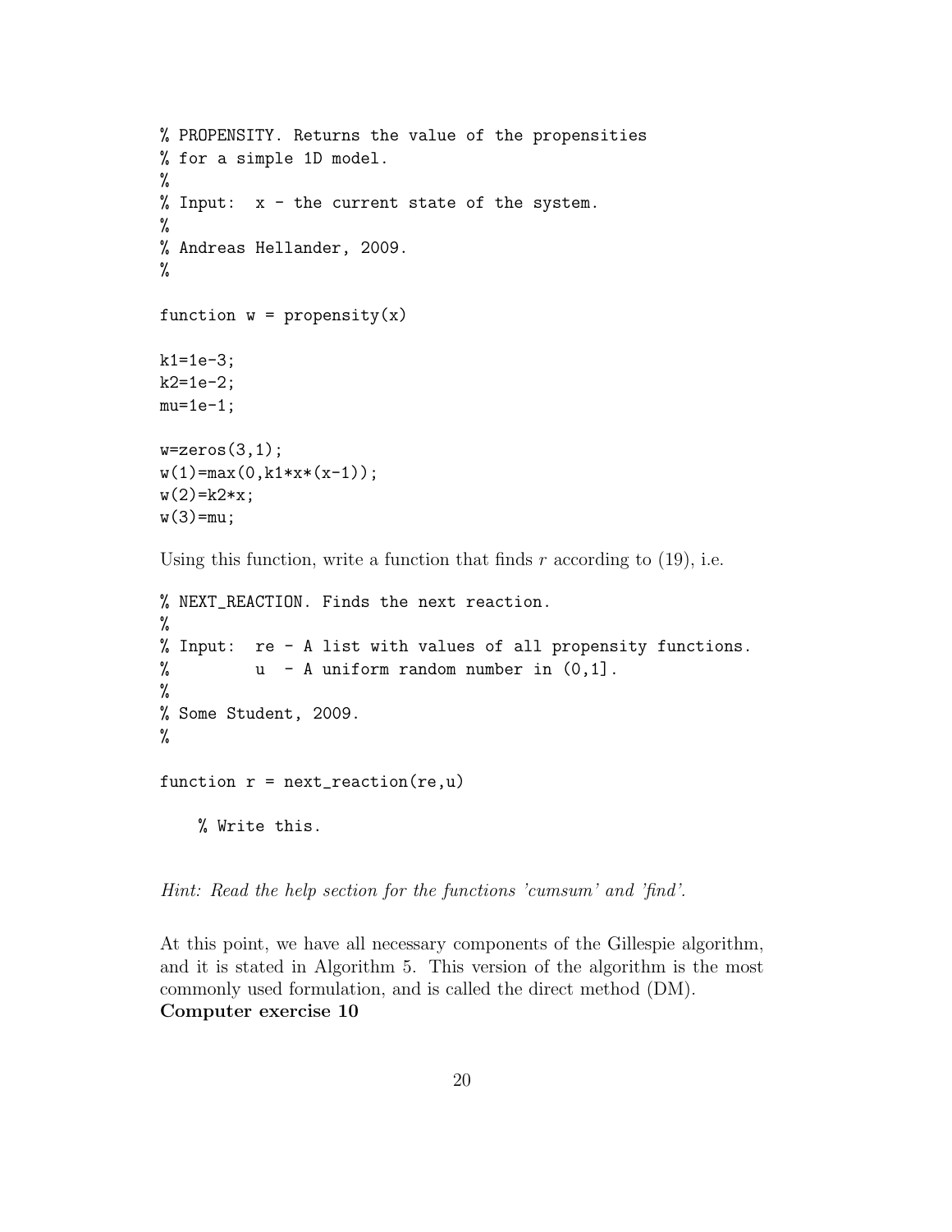```
% PROPENSITY. Returns the value of the propensities
% for a simple 1D model.
%
% Input:  x - the current state of the system.
%
% Andreas Hellander, 2009.
%

function w = propensity(x)

k1=1e-3;
k2=1e-2;
mu=1e-1;

w=zeros(3,1);
w(1)=max(0,k1*x*(x-1));
w(2)=k2*x;
w(3)=mu;
```

Using this function, write a function that finds $r$ according to (19), i.e.

```
% NEXT_REACTION. Finds the next reaction.
%
% Input:  re - A list with values of all propensity functions.
%         u  - A uniform random number in (0,1].
%
% Some Student, 2009.
%

function r = next_reaction(re,u)

    % Write this.
```

*Hint: Read the help section for the functions 'cumsum' and 'find'.*

At this point, we have all necessary components of the Gillespie algorithm, and it is stated in Algorithm 5. This version of the algorithm is the most commonly used formulation, and is called the direct method (DM).

**Computer exercise 10**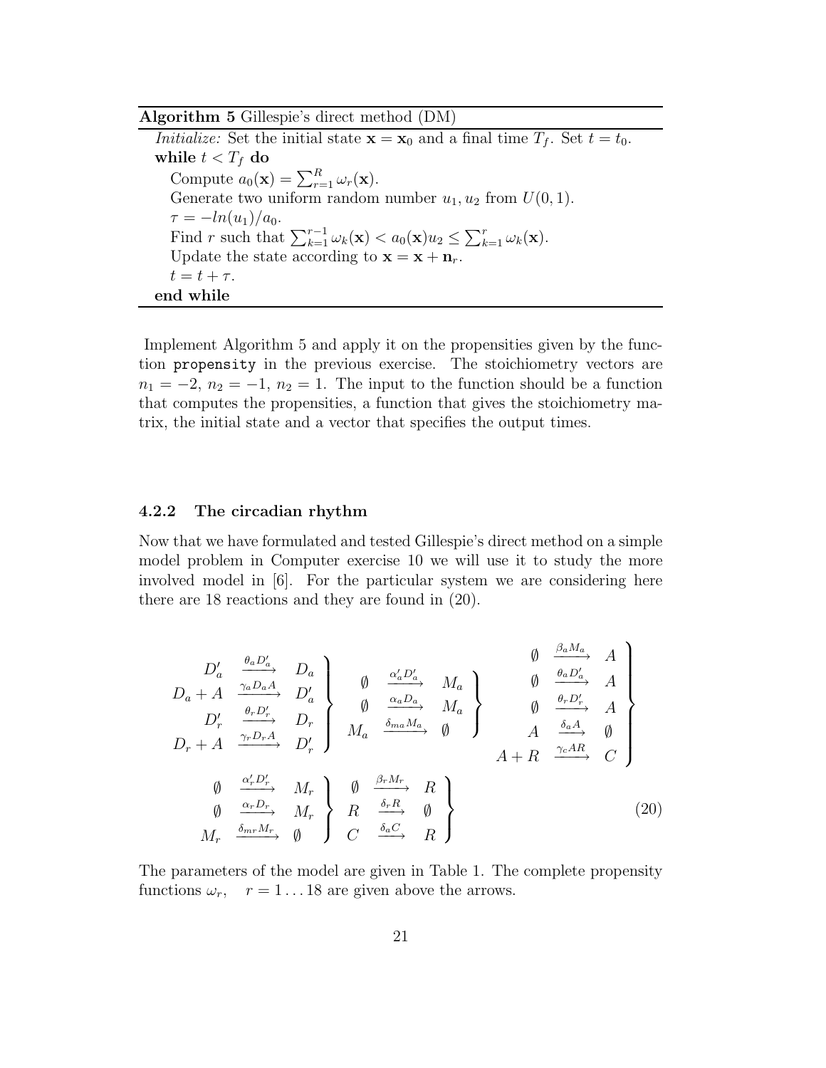**Algorithm 5** Gillespie's direct method (DM)

*Initialize:* Set the initial state $\mathbf{x} = \mathbf{x}_0$ and a final time $T_f$. Set $t = t_0$.

**while** $t < T_f$ **do**

  Compute $a_0(\mathbf{x}) = \sum_{r=1}^{R} \omega_r(\mathbf{x})$.

  Generate two uniform random number $u_1, u_2$ from $U(0,1)$.

  $\tau = -ln(u_1)/a_0$.

  Find $r$ such that $\sum_{k=1}^{r-1} \omega_k(\mathbf{x}) < a_0(\mathbf{x})u_2 \leq \sum_{k=1}^{r} \omega_k(\mathbf{x})$.

  Update the state according to $\mathbf{x} = \mathbf{x} + \mathbf{n}_r$.

  $t = t + \tau$.

**end while**

Implement Algorithm 5 and apply it on the propensities given by the function `propensity` in the previous exercise. The stoichiometry vectors are $n_1 = -2$, $n_2 = -1$, $n_2 = 1$. The input to the function should be a function that computes the propensities, a function that gives the stoichiometry matrix, the initial state and a vector that specifies the output times.

### 4.2.2 The circadian rhythm

Now that we have formulated and tested Gillespie's direct method on a simple model problem in Computer exercise 10 we will use it to study the more involved model in [6]. For the particular system we are considering here there are 18 reactions and they are found in (20).

$$
\left.\begin{array}{rcl}
D'_a & \xrightarrow{\theta_a D'_a} & D_a \\
D_a + A & \xrightarrow{\gamma_a D_a A} & D'_a \\
D'_r & \xrightarrow{\theta_r D'_r} & D_r \\
D_r + A & \xrightarrow{\gamma_r D_r A} & D'_r
\end{array}\right\}
\quad
\left.\begin{array}{rcl}
\emptyset & \xrightarrow{\alpha'_a D'_a} & M_a \\
\emptyset & \xrightarrow{\alpha_a D_a} & M_a \\
M_a & \xrightarrow{\delta_{ma} M_a} & \emptyset
\end{array}\right\}
\quad
\left.\begin{array}{rcl}
\emptyset & \xrightarrow{\beta_a M_a} & A \\
\emptyset & \xrightarrow{\theta_a D'_a} & A \\
\emptyset & \xrightarrow{\theta_r D'_r} & A \\
A & \xrightarrow{\delta_a A} & \emptyset \\
A + R & \xrightarrow{\gamma_c A R} & C
\end{array}\right\}
$$

$$
\left.\begin{array}{rcl}
\emptyset & \xrightarrow{\alpha'_r D'_r} & M_r \\
\emptyset & \xrightarrow{\alpha_r D_r} & M_r \\
M_r & \xrightarrow{\delta_{mr} M_r} & \emptyset
\end{array}\right\}
\quad
\left.\begin{array}{rcl}
\emptyset & \xrightarrow{\beta_r M_r} & R \\
R & \xrightarrow{\delta_r R} & \emptyset \\
C & \xrightarrow{\delta_a C} & R
\end{array}\right\}
\qquad (20)
$$

The parameters of the model are given in Table 1. The complete propensity functions $\omega_r, \quad r = 1 \ldots 18$ are given above the arrows.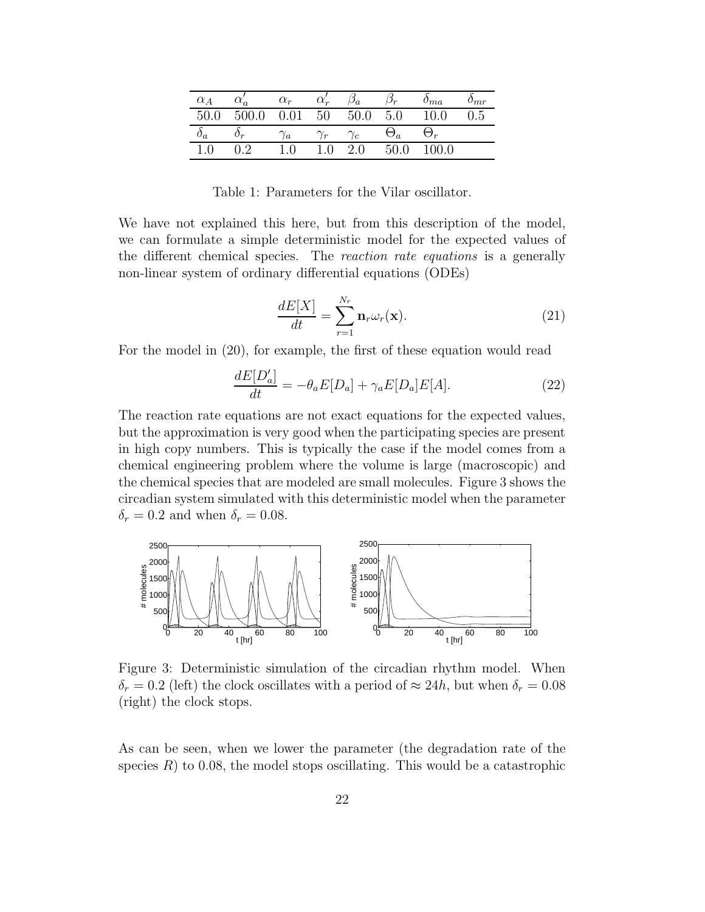| $\alpha_A$ | $\alpha'_a$ | $\alpha_r$ | $\alpha'_r$ | $\beta_a$ | $\beta_r$ | $\delta_{ma}$ | $\delta_{mr}$ |
|---|---|---|---|---|---|---|---|
| 50.0 | 500.0 | 0.01 | 50 | 50.0 | 5.0 | 10.0 | 0.5 |
| $\delta_a$ | $\delta_r$ | $\gamma_a$ | $\gamma_r$ | $\gamma_c$ | $\Theta_a$ | $\Theta_r$ | |
| 1.0 | 0.2 | 1.0 | 1.0 | 2.0 | 50.0 | 100.0 | |

Table 1: Parameters for the Vilar oscillator.

We have not explained this here, but from this description of the model, we can formulate a simple deterministic model for the expected values of the different chemical species. The *reaction rate equations* is a generally non-linear system of ordinary differential equations (ODEs)

$$\frac{dE[X]}{dt} = \sum_{r=1}^{N_r} \mathbf{n}_r \omega_r(\mathbf{x}). \tag{21}$$

For the model in (20), for example, the first of these equation would read

$$\frac{dE[D'_a]}{dt} = -\theta_a E[D_a] + \gamma_a E[D_a]E[A]. \tag{22}$$

The reaction rate equations are not exact equations for the expected values, but the approximation is very good when the participating species are present in high copy numbers. This is typically the case if the model comes from a chemical engineering problem where the volume is large (macroscopic) and the chemical species that are modeled are small molecules. Figure 3 shows the circadian system simulated with this deterministic model when the parameter $\delta_r = 0.2$ and when $\delta_r = 0.08$.

Figure 3: Deterministic simulation of the circadian rhythm model. When $\delta_r = 0.2$ (left) the clock oscillates with a period of $\approx 24h$, but when $\delta_r = 0.08$ (right) the clock stops.

As can be seen, when we lower the parameter (the degradation rate of the species $R$) to 0.08, the model stops oscillating. This would be a catastrophic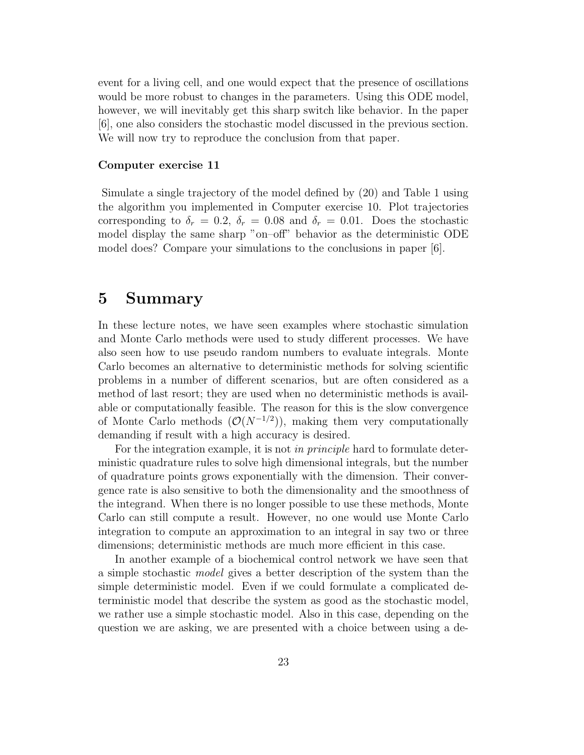event for a living cell, and one would expect that the presence of oscillations would be more robust to changes in the parameters. Using this ODE model, however, we will inevitably get this sharp switch like behavior. In the paper [6], one also considers the stochastic model discussed in the previous section. We will now try to reproduce the conclusion from that paper.

**Computer exercise 11**

Simulate a single trajectory of the model defined by (20) and Table 1 using the algorithm you implemented in Computer exercise 10. Plot trajectories corresponding to $\delta_r = 0.2$, $\delta_r = 0.08$ and $\delta_r = 0.01$. Does the stochastic model display the same sharp "on–off" behavior as the deterministic ODE model does? Compare your simulations to the conclusions in paper [6].

# 5 Summary

In these lecture notes, we have seen examples where stochastic simulation and Monte Carlo methods were used to study different processes. We have also seen how to use pseudo random numbers to evaluate integrals. Monte Carlo becomes an alternative to deterministic methods for solving scientific problems in a number of different scenarios, but are often considered as a method of last resort; they are used when no deterministic methods is available or computationally feasible. The reason for this is the slow convergence of Monte Carlo methods ($\mathcal{O}(N^{-1/2})$), making them very computationally demanding if result with a high accuracy is desired.

For the integration example, it is not *in principle* hard to formulate deterministic quadrature rules to solve high dimensional integrals, but the number of quadrature points grows exponentially with the dimension. Their convergence rate is also sensitive to both the dimensionality and the smoothness of the integrand. When there is no longer possible to use these methods, Monte Carlo can still compute a result. However, no one would use Monte Carlo integration to compute an approximation to an integral in say two or three dimensions; deterministic methods are much more efficient in this case.

In another example of a biochemical control network we have seen that a simple stochastic *model* gives a better description of the system than the simple deterministic model. Even if we could formulate a complicated deterministic model that describe the system as good as the stochastic model, we rather use a simple stochastic model. Also in this case, depending on the question we are asking, we are presented with a choice between using a de-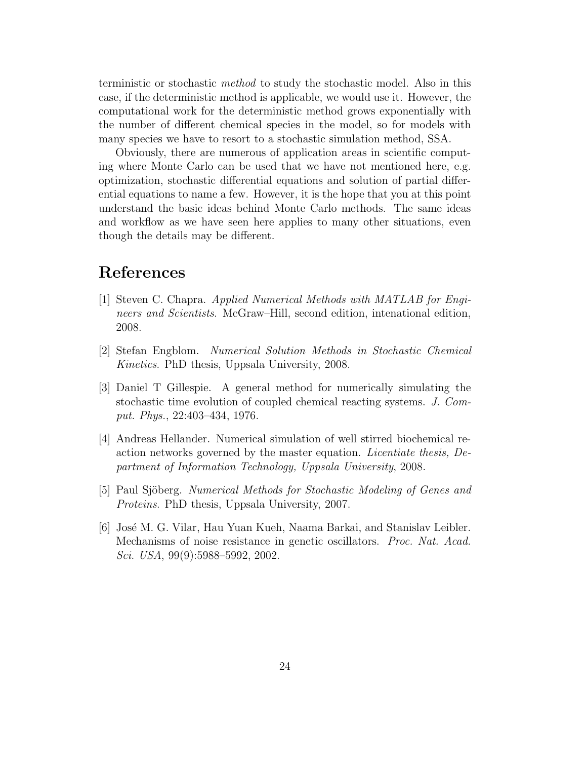terministic or stochastic *method* to study the stochastic model. Also in this case, if the deterministic method is applicable, we would use it. However, the computational work for the deterministic method grows exponentially with the number of different chemical species in the model, so for models with many species we have to resort to a stochastic simulation method, SSA.

Obviously, there are numerous of application areas in scientific computing where Monte Carlo can be used that we have not mentioned here, e.g. optimization, stochastic differential equations and solution of partial differential equations to name a few. However, it is the hope that you at this point understand the basic ideas behind Monte Carlo methods. The same ideas and workflow as we have seen here applies to many other situations, even though the details may be different.

# References

[1] Steven C. Chapra. *Applied Numerical Methods with MATLAB for Engineers and Scientists*. McGraw–Hill, second edition, intenational edition, 2008.

[2] Stefan Engblom. *Numerical Solution Methods in Stochastic Chemical Kinetics*. PhD thesis, Uppsala University, 2008.

[3] Daniel T Gillespie. A general method for numerically simulating the stochastic time evolution of coupled chemical reacting systems. *J. Comput. Phys.*, 22:403–434, 1976.

[4] Andreas Hellander. Numerical simulation of well stirred biochemical reaction networks governed by the master equation. *Licentiate thesis, Department of Information Technology, Uppsala University*, 2008.

[5] Paul Sjöberg. *Numerical Methods for Stochastic Modeling of Genes and Proteins*. PhD thesis, Uppsala University, 2007.

[6] José M. G. Vilar, Hau Yuan Kueh, Naama Barkai, and Stanislav Leibler. Mechanisms of noise resistance in genetic oscillators. *Proc. Nat. Acad. Sci. USA*, 99(9):5988–5992, 2002.